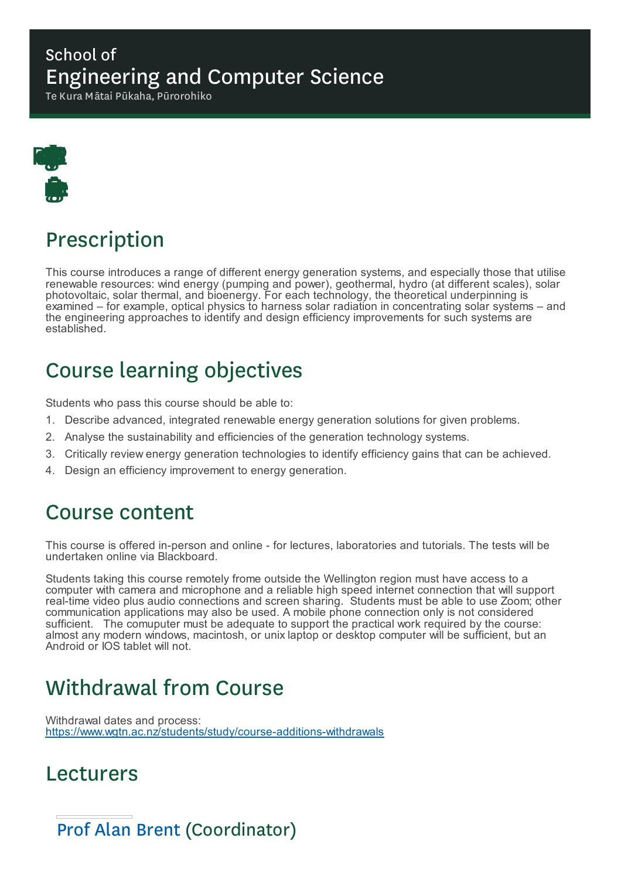School of

# Engineering and Computer Science

Te Kura Mātai Pūkaha, Pūrorohiko

## Prescription

This course introduces a range of different energy generation systems, and especially those that utilise renewable resources: wind energy (pumping and power), geothermal, hydro (at different scales), solar photovoltaic, solar thermal, and bioenergy. For each technology, the theoretical underpinning is examined – for example, optical physics to harness solar radiation in concentrating solar systems – and the engineering approaches to identify and design efficiency improvements for such systems are established.

## Course learning objectives

Students who pass this course should be able to:

1. Describe advanced, integrated renewable energy generation solutions for given problems.
2. Analyse the sustainability and efficiencies of the generation technology systems.
3. Critically review energy generation technologies to identify efficiency gains that can be achieved.
4. Design an efficiency improvement to energy generation.

## Course content

This course is offered in-person and online - for lectures, laboratories and tutorials. The tests will be undertaken online via Blackboard.

Students taking this course remotely frome outside the Wellington region must have access to a computer with camera and microphone and a reliable high speed internet connection that will support real-time video plus audio connections and screen sharing. Students must be able to use Zoom; other communication applications may also be used. A mobile phone connection only is not considered sufficient. The comuputer must be adequate to support the practical work required by the course: almost any modern windows, macintosh, or unix laptop or desktop computer will be sufficient, but an Android or IOS tablet will not.

## Withdrawal from Course

Withdrawal dates and process:
https://www.wgtn.ac.nz/students/study/course-additions-withdrawals

## Lecturers

### Prof Alan Brent (Coordinator)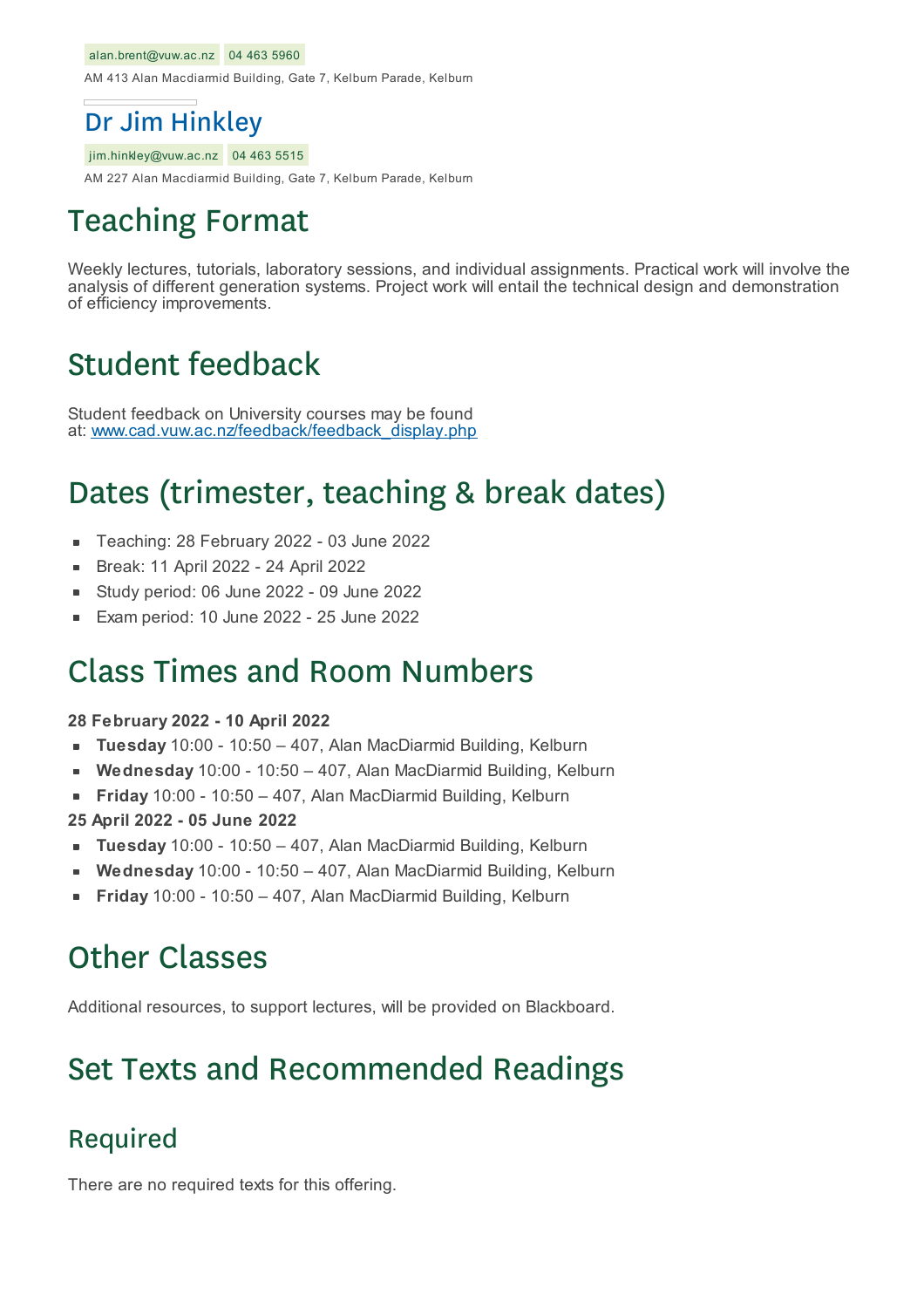alan.brent@vuw.ac.nz 04 463 5960

AM 413 Alan Macdiarmid Building, Gate 7, Kelburn Parade, Kelburn

### Dr Jim Hinkley

jim.hinkley@vuw.ac.nz 04 463 5515

AM 227 Alan Macdiarmid Building, Gate 7, Kelburn Parade, Kelburn

# Teaching Format

Weekly lectures, tutorials, laboratory sessions, and individual assignments. Practical work will involve the analysis of different generation systems. Project work will entail the technical design and demonstration of efficiency improvements.

# Student feedback

Student feedback on University courses may be found at: [www.cad.vuw.ac.nz/feedback/feedback_display.php](www.cad.vuw.ac.nz/feedback/feedback_display.php)

# Dates (trimester, teaching & break dates)

- Teaching: 28 February 2022 - 03 June 2022
- Break: 11 April 2022 - 24 April 2022
- Study period: 06 June 2022 - 09 June 2022
- Exam period: 10 June 2022 - 25 June 2022

# Class Times and Room Numbers

**28 February 2022 - 10 April 2022**

- **Tuesday** 10:00 - 10:50 – 407, Alan MacDiarmid Building, Kelburn
- **Wednesday** 10:00 - 10:50 – 407, Alan MacDiarmid Building, Kelburn
- **Friday** 10:00 - 10:50 – 407, Alan MacDiarmid Building, Kelburn

**25 April 2022 - 05 June 2022**

- **Tuesday** 10:00 - 10:50 – 407, Alan MacDiarmid Building, Kelburn
- **Wednesday** 10:00 - 10:50 – 407, Alan MacDiarmid Building, Kelburn
- **Friday** 10:00 - 10:50 – 407, Alan MacDiarmid Building, Kelburn

# Other Classes

Additional resources, to support lectures, will be provided on Blackboard.

# Set Texts and Recommended Readings

## Required

There are no required texts for this offering.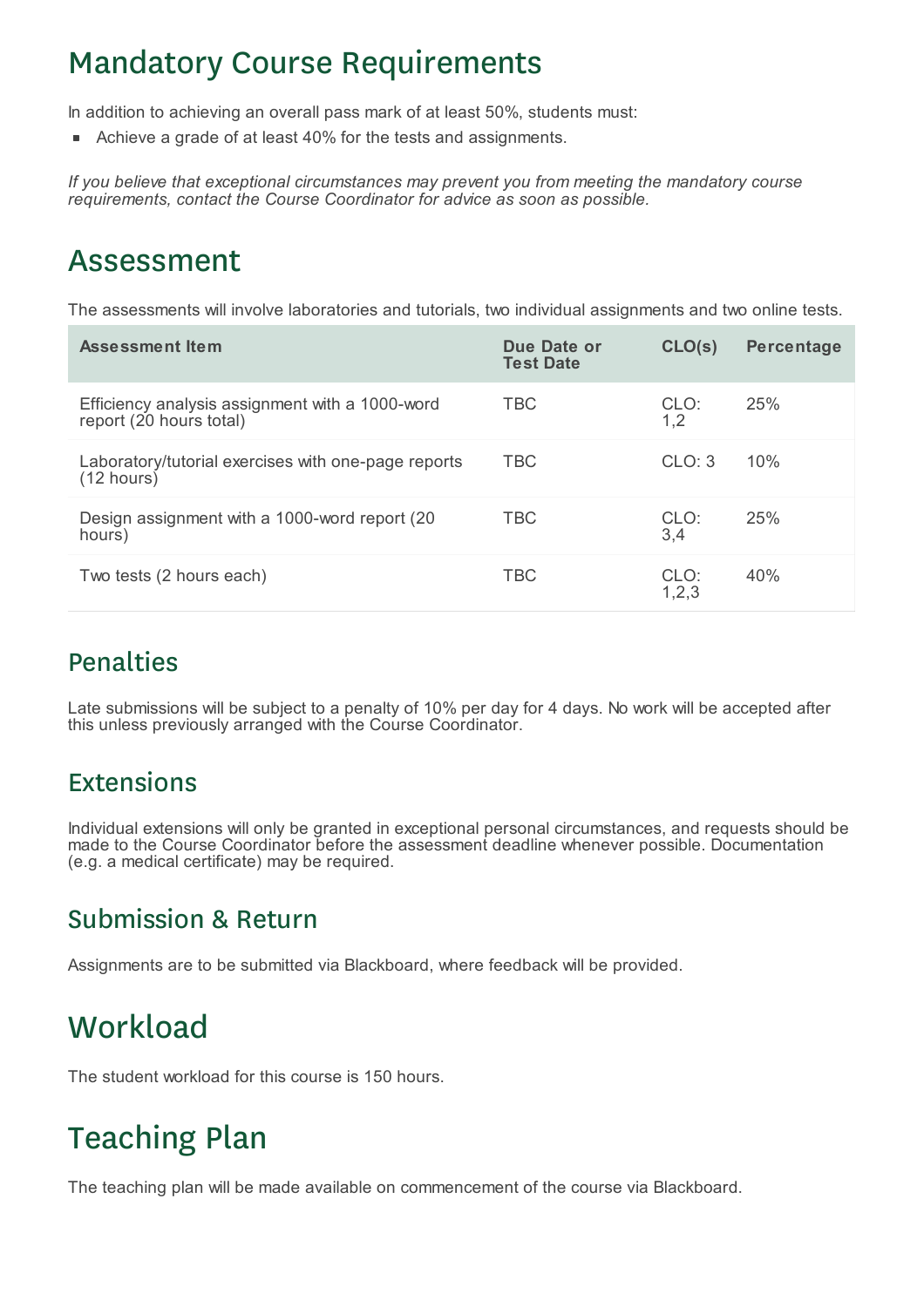# Mandatory Course Requirements

In addition to achieving an overall pass mark of at least 50%, students must:

- Achieve a grade of at least 40% for the tests and assignments.

*If you believe that exceptional circumstances may prevent you from meeting the mandatory course requirements, contact the Course Coordinator for advice as soon as possible.*

# Assessment

The assessments will involve laboratories and tutorials, two individual assignments and two online tests.

| Assessment Item | Due Date or Test Date | CLO(s) | Percentage |
| --- | --- | --- | --- |
| Efficiency analysis assignment with a 1000-word report (20 hours total) | TBC | CLO: 1,2 | 25% |
| Laboratory/tutorial exercises with one-page reports (12 hours) | TBC | CLO: 3 | 10% |
| Design assignment with a 1000-word report (20 hours) | TBC | CLO: 3,4 | 25% |
| Two tests (2 hours each) | TBC | CLO: 1,2,3 | 40% |

## Penalties

Late submissions will be subject to a penalty of 10% per day for 4 days. No work will be accepted after this unless previously arranged with the Course Coordinator.

## Extensions

Individual extensions will only be granted in exceptional personal circumstances, and requests should be made to the Course Coordinator before the assessment deadline whenever possible. Documentation (e.g. a medical certificate) may be required.

## Submission & Return

Assignments are to be submitted via Blackboard, where feedback will be provided.

# Workload

The student workload for this course is 150 hours.

# Teaching Plan

The teaching plan will be made available on commencement of the course via Blackboard.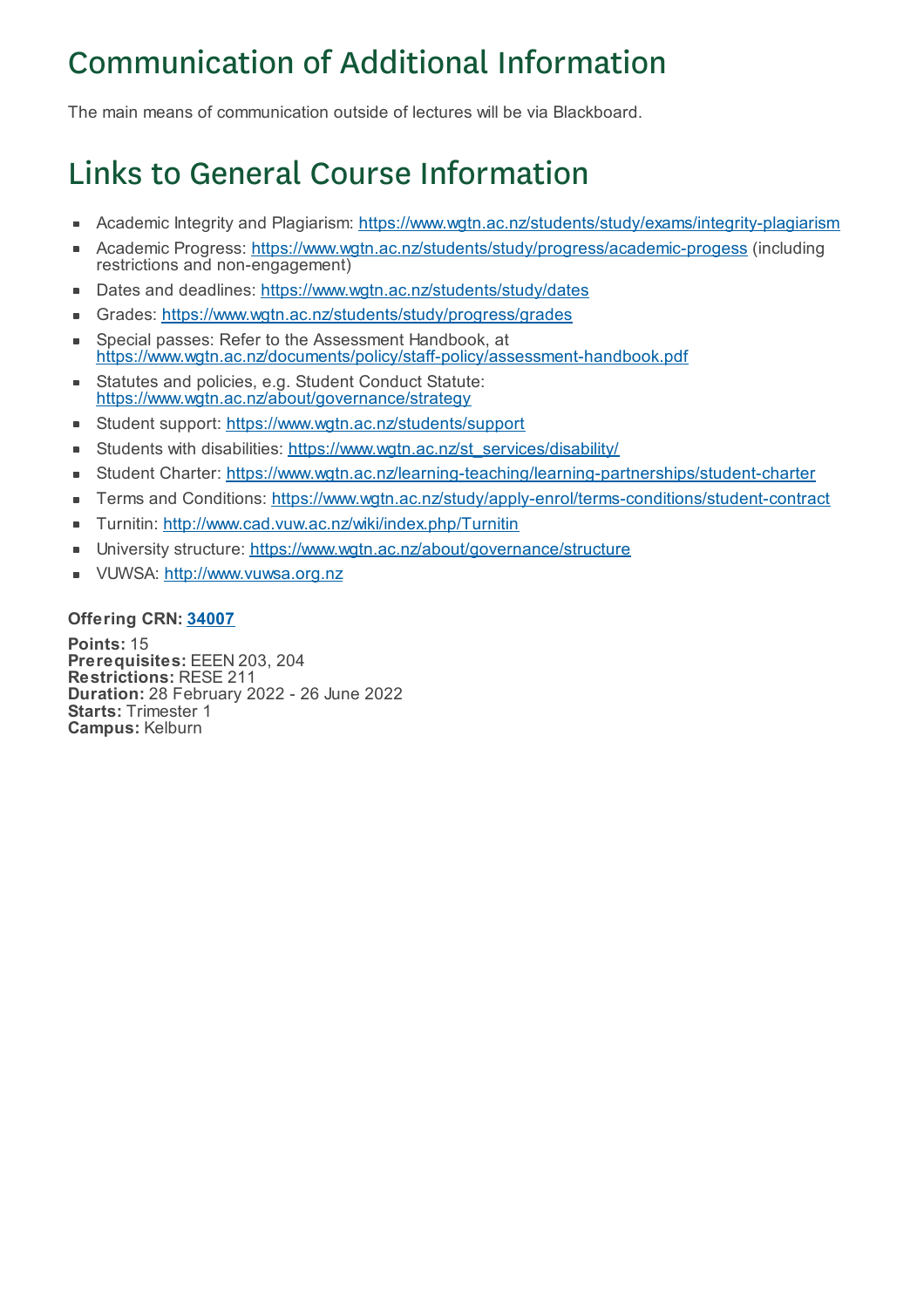# Communication of Additional Information

The main means of communication outside of lectures will be via Blackboard.

# Links to General Course Information

- Academic Integrity and Plagiarism: https://www.wgtn.ac.nz/students/study/exams/integrity-plagiarism
- Academic Progress: https://www.wgtn.ac.nz/students/study/progress/academic-progess (including restrictions and non-engagement)
- Dates and deadlines: https://www.wgtn.ac.nz/students/study/dates
- Grades: https://www.wgtn.ac.nz/students/study/progress/grades
- Special passes: Refer to the Assessment Handbook, at https://www.wgtn.ac.nz/documents/policy/staff-policy/assessment-handbook.pdf
- Statutes and policies, e.g. Student Conduct Statute: https://www.wgtn.ac.nz/about/governance/strategy
- Student support: https://www.wgtn.ac.nz/students/support
- Students with disabilities: https://www.wgtn.ac.nz/st_services/disability/
- Student Charter: https://www.wgtn.ac.nz/learning-teaching/learning-partnerships/student-charter
- Terms and Conditions: https://www.wgtn.ac.nz/study/apply-enrol/terms-conditions/student-contract
- Turnitin: http://www.cad.vuw.ac.nz/wiki/index.php/Turnitin
- University structure: https://www.wgtn.ac.nz/about/governance/structure
- VUWSA: http://www.vuwsa.org.nz

**Offering CRN: 34007**

**Points:** 15
**Prerequisites:** EEEN 203, 204
**Restrictions:** RESE 211
**Duration:** 28 February 2022 - 26 June 2022
**Starts:** Trimester 1
**Campus:** Kelburn